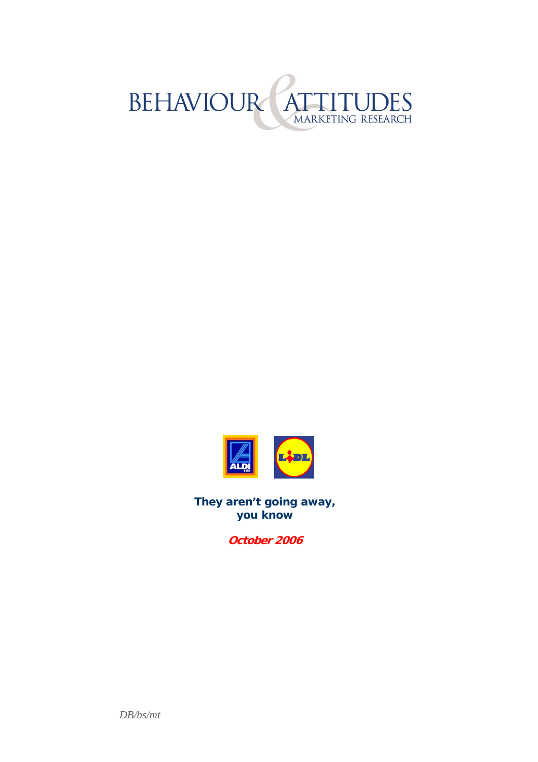BEHAVIOUR & ATTITUDES
MARKETING RESEARCH

**They aren't going away, you know**

***October 2006***

*DB/bs/mt*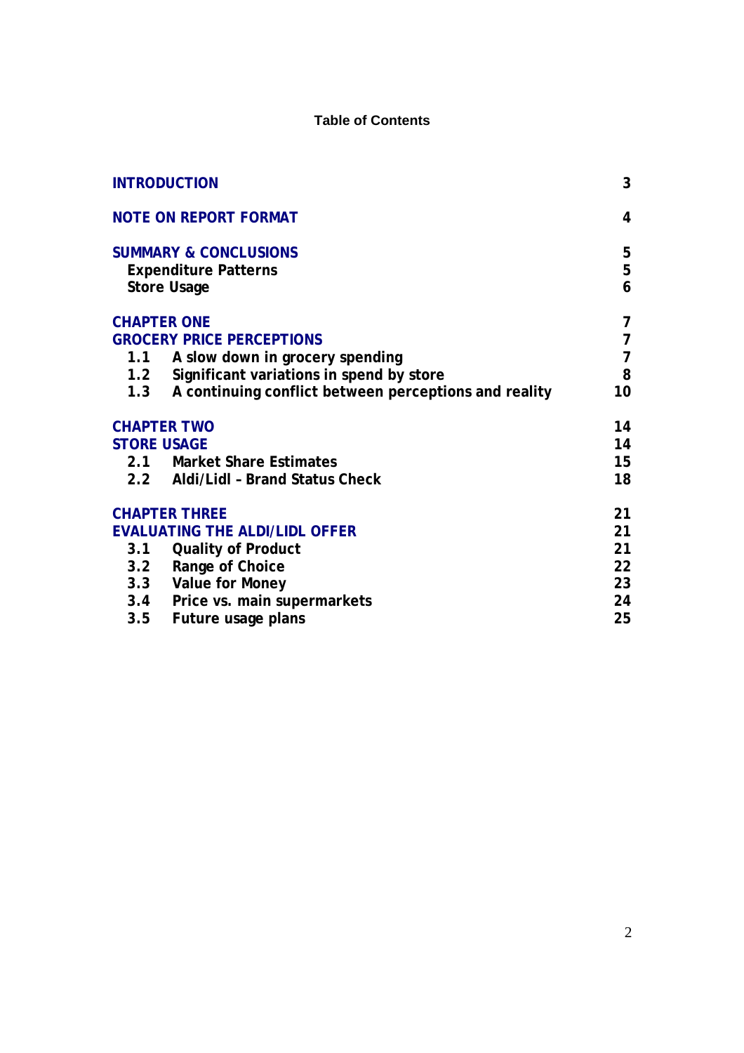# Table of Contents

| | |
|---|---|
| **INTRODUCTION** | **3** |
| **NOTE ON REPORT FORMAT** | **4** |
| **SUMMARY & CONCLUSIONS** | **5** |
| **Expenditure Patterns** | **5** |
| **Store Usage** | **6** |
| **CHAPTER ONE** | **7** |
| **GROCERY PRICE PERCEPTIONS** | **7** |
| **1.1 A slow down in grocery spending** | **7** |
| **1.2 Significant variations in spend by store** | **8** |
| **1.3 A continuing conflict between perceptions and reality** | **10** |
| **CHAPTER TWO** | **14** |
| **STORE USAGE** | **14** |
| **2.1 Market Share Estimates** | **15** |
| **2.2 Aldi/Lidl – Brand Status Check** | **18** |
| **CHAPTER THREE** | **21** |
| **EVALUATING THE ALDI/LIDL OFFER** | **21** |
| **3.1 Quality of Product** | **21** |
| **3.2 Range of Choice** | **22** |
| **3.3 Value for Money** | **23** |
| **3.4 Price vs. main supermarkets** | **24** |
| **3.5 Future usage plans** | **25** |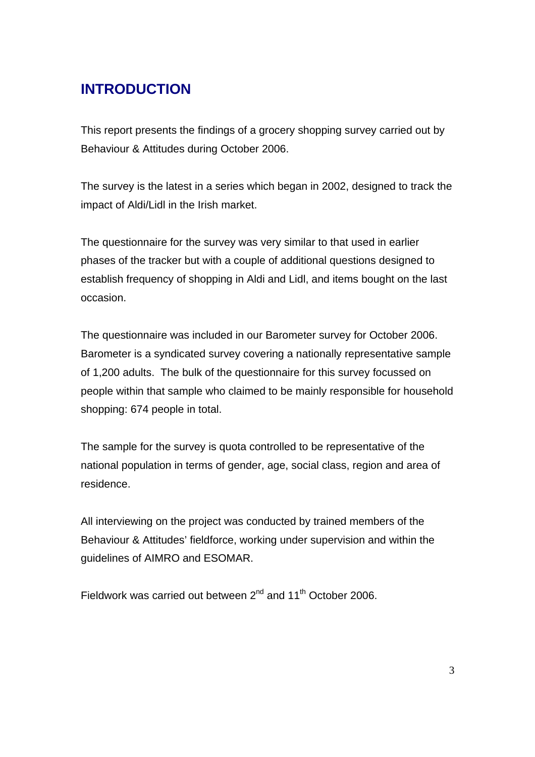# INTRODUCTION

This report presents the findings of a grocery shopping survey carried out by Behaviour & Attitudes during October 2006.

The survey is the latest in a series which began in 2002, designed to track the impact of Aldi/Lidl in the Irish market.

The questionnaire for the survey was very similar to that used in earlier phases of the tracker but with a couple of additional questions designed to establish frequency of shopping in Aldi and Lidl, and items bought on the last occasion.

The questionnaire was included in our Barometer survey for October 2006. Barometer is a syndicated survey covering a nationally representative sample of 1,200 adults. The bulk of the questionnaire for this survey focussed on people within that sample who claimed to be mainly responsible for household shopping: 674 people in total.

The sample for the survey is quota controlled to be representative of the national population in terms of gender, age, social class, region and area of residence.

All interviewing on the project was conducted by trained members of the Behaviour & Attitudes' fieldforce, working under supervision and within the guidelines of AIMRO and ESOMAR.

Fieldwork was carried out between 2nd and 11th October 2006.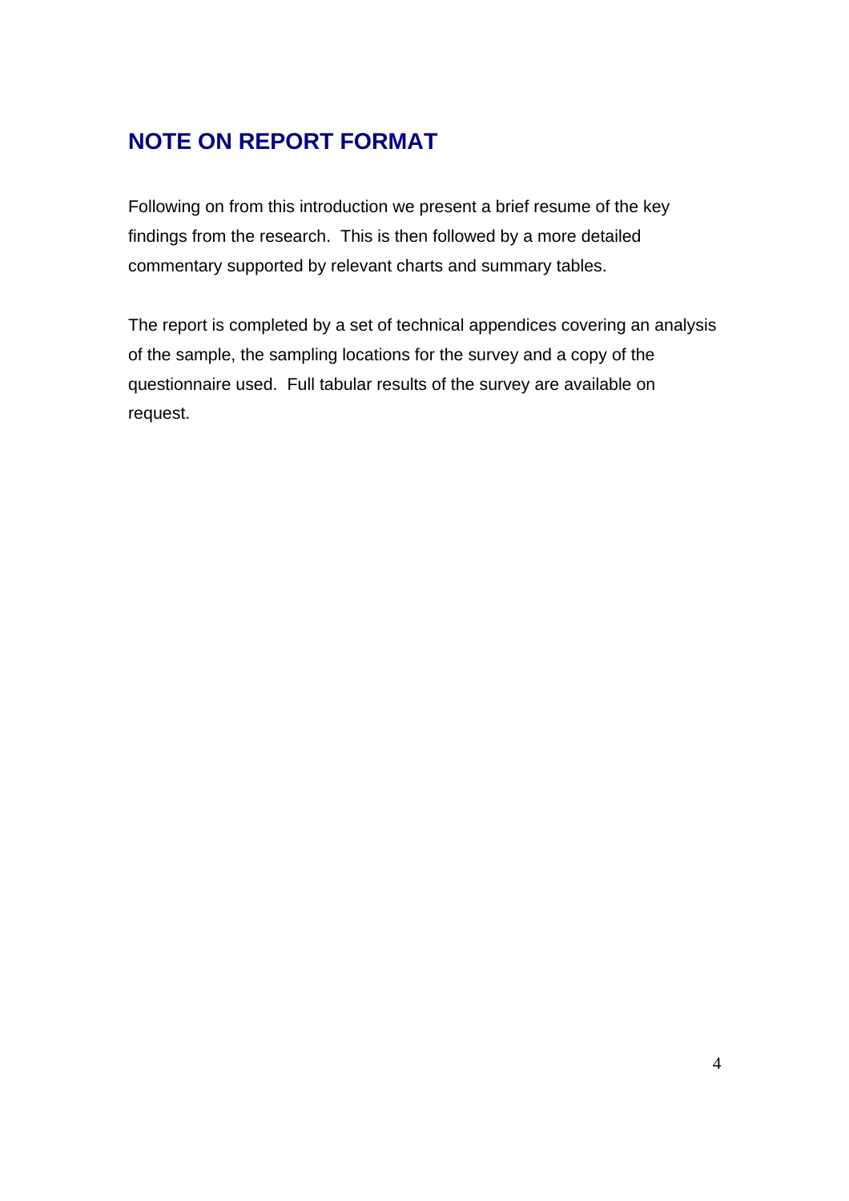## NOTE ON REPORT FORMAT

Following on from this introduction we present a brief resume of the key findings from the research. This is then followed by a more detailed commentary supported by relevant charts and summary tables.

The report is completed by a set of technical appendices covering an analysis of the sample, the sampling locations for the survey and a copy of the questionnaire used. Full tabular results of the survey are available on request.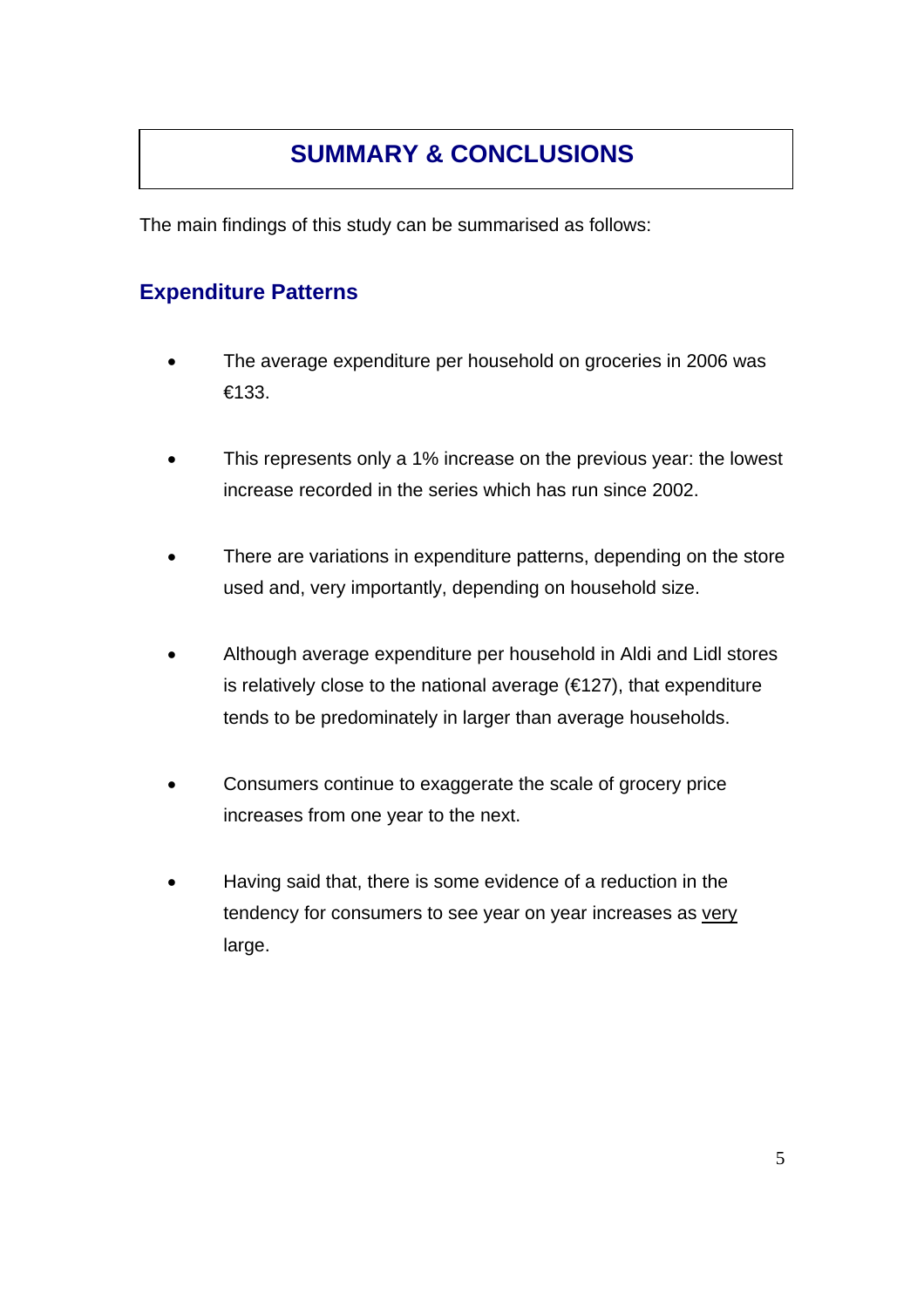# SUMMARY & CONCLUSIONS

The main findings of this study can be summarised as follows:

## Expenditure Patterns

- The average expenditure per household on groceries in 2006 was €133.
- This represents only a 1% increase on the previous year: the lowest increase recorded in the series which has run since 2002.
- There are variations in expenditure patterns, depending on the store used and, very importantly, depending on household size.
- Although average expenditure per household in Aldi and Lidl stores is relatively close to the national average (€127), that expenditure tends to be predominately in larger than average households.
- Consumers continue to exaggerate the scale of grocery price increases from one year to the next.
- Having said that, there is some evidence of a reduction in the tendency for consumers to see year on year increases as <u>very</u> large.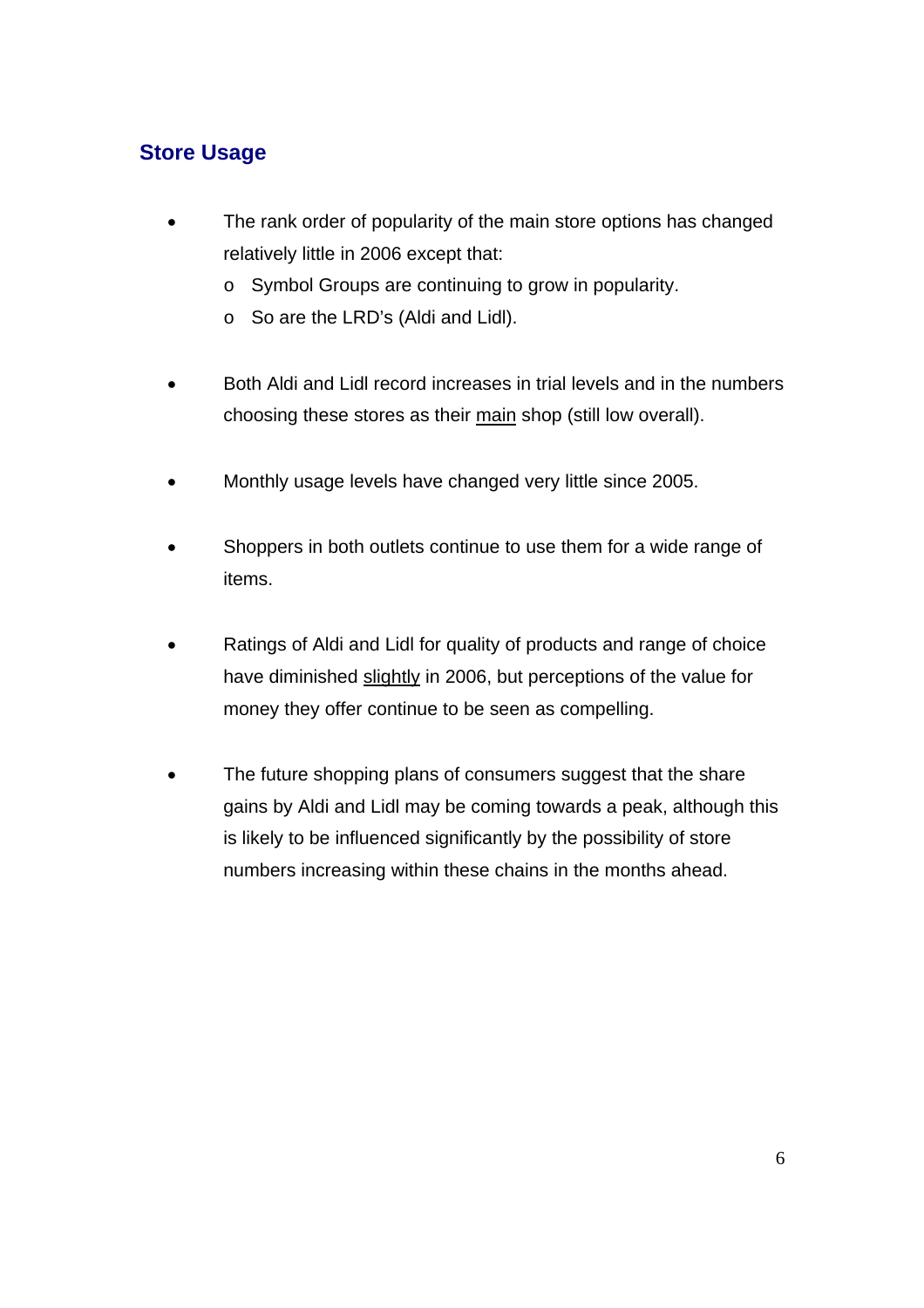## Store Usage

- The rank order of popularity of the main store options has changed relatively little in 2006 except that:
  - Symbol Groups are continuing to grow in popularity.
  - So are the LRD's (Aldi and Lidl).

- Both Aldi and Lidl record increases in trial levels and in the numbers choosing these stores as their <u>main</u> shop (still low overall).

- Monthly usage levels have changed very little since 2005.

- Shoppers in both outlets continue to use them for a wide range of items.

- Ratings of Aldi and Lidl for quality of products and range of choice have diminished <u>slightly</u> in 2006, but perceptions of the value for money they offer continue to be seen as compelling.

- The future shopping plans of consumers suggest that the share gains by Aldi and Lidl may be coming towards a peak, although this is likely to be influenced significantly by the possibility of store numbers increasing within these chains in the months ahead.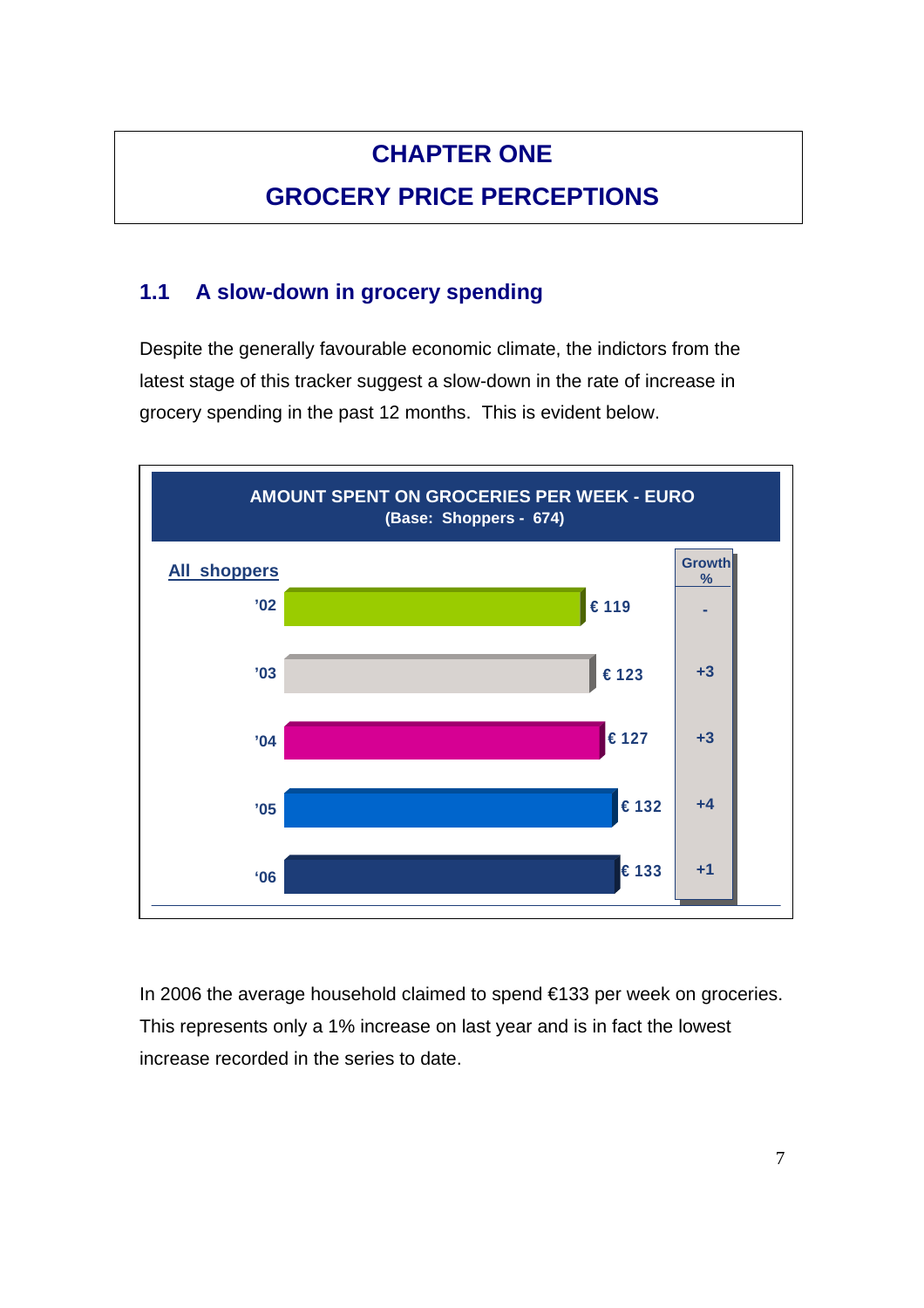# CHAPTER ONE

# GROCERY PRICE PERCEPTIONS

## 1.1 A slow-down in grocery spending

Despite the generally favourable economic climate, the indictors from the latest stage of this tracker suggest a slow-down in the rate of increase in grocery spending in the past 12 months. This is evident below.

**AMOUNT SPENT ON GROCERIES PER WEEK - EURO**
**(Base: Shoppers - 674)**

| All shoppers | Amount | Growth % |
|---|---|---|
| '02 | € 119 | - |
| '03 | € 123 | +3 |
| '04 | € 127 | +3 |
| '05 | € 132 | +4 |
| '06 | € 133 | +1 |

In 2006 the average household claimed to spend €133 per week on groceries. This represents only a 1% increase on last year and is in fact the lowest increase recorded in the series to date.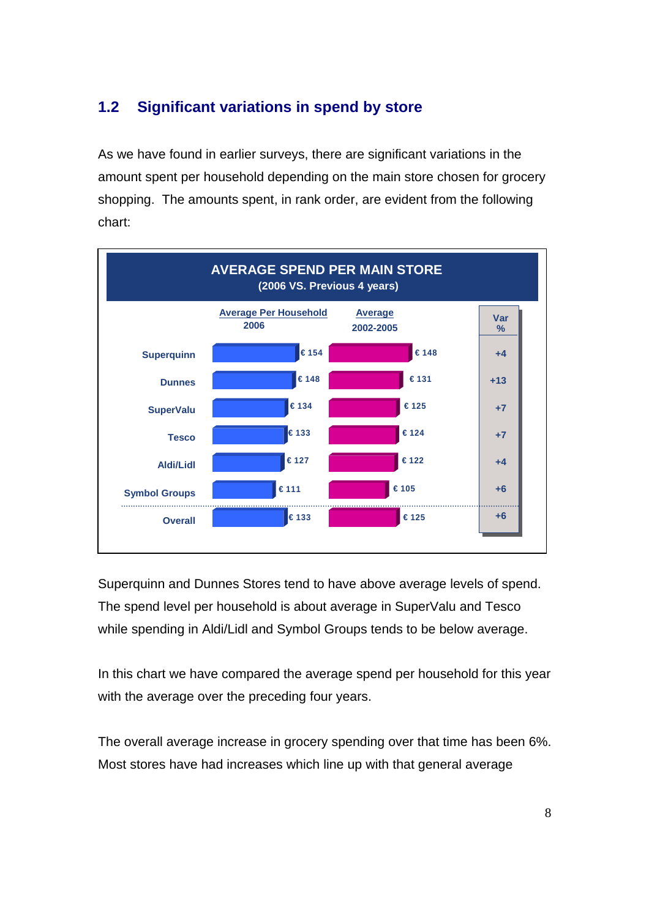## 1.2 Significant variations in spend by store

As we have found in earlier surveys, there are significant variations in the amount spent per household depending on the main store chosen for grocery shopping. The amounts spent, in rank order, are evident from the following chart:

**AVERAGE SPEND PER MAIN STORE**
**(2006 VS. Previous 4 years)**

| | Average Per Household 2006 | Average 2002-2005 | Var % |
|---|---|---|---|
| Superquinn | € 154 | € 148 | +4 |
| Dunnes | € 148 | € 131 | +13 |
| SuperValu | € 134 | € 125 | +7 |
| Tesco | € 133 | € 124 | +7 |
| Aldi/Lidl | € 127 | € 122 | +4 |
| Symbol Groups | € 111 | € 105 | +6 |
| Overall | € 133 | € 125 | +6 |

Superquinn and Dunnes Stores tend to have above average levels of spend. The spend level per household is about average in SuperValu and Tesco while spending in Aldi/Lidl and Symbol Groups tends to be below average.

In this chart we have compared the average spend per household for this year with the average over the preceding four years.

The overall average increase in grocery spending over that time has been 6%. Most stores have had increases which line up with that general average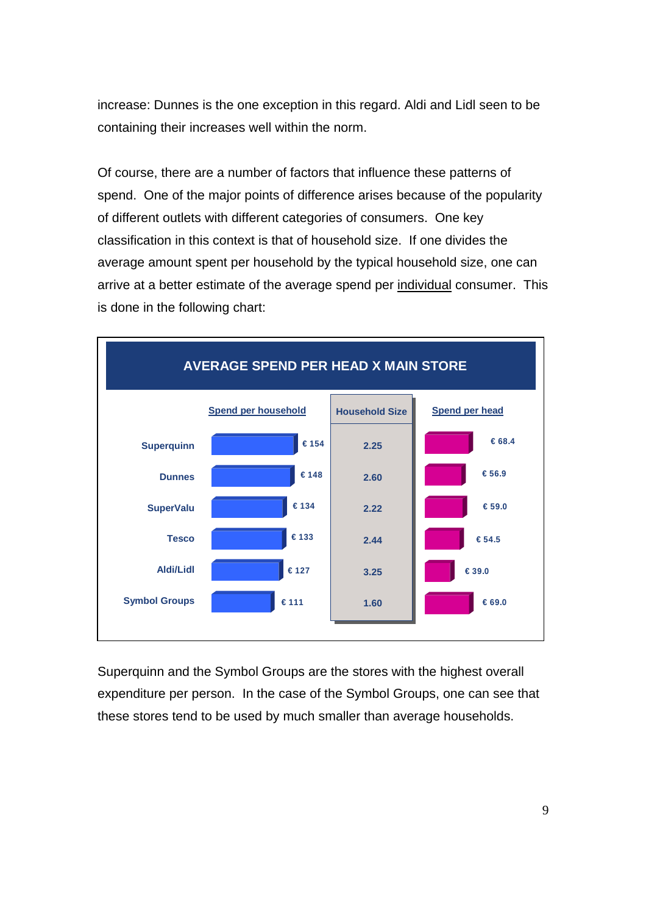increase: Dunnes is the one exception in this regard. Aldi and Lidl seen to be containing their increases well within the norm.

Of course, there are a number of factors that influence these patterns of spend. One of the major points of difference arises because of the popularity of different outlets with different categories of consumers. One key classification in this context is that of household size. If one divides the average amount spent per household by the typical household size, one can arrive at a better estimate of the average spend per individual consumer. This is done in the following chart:

**AVERAGE SPEND PER HEAD X MAIN STORE**

| | Spend per household | Household Size | Spend per head |
|---|---|---|---|
| Superquinn | € 154 | 2.25 | € 68.4 |
| Dunnes | € 148 | 2.60 | € 56.9 |
| SuperValu | € 134 | 2.22 | € 59.0 |
| Tesco | € 133 | 2.44 | € 54.5 |
| Aldi/Lidl | € 127 | 3.25 | € 39.0 |
| Symbol Groups | € 111 | 1.60 | € 69.0 |

Superquinn and the Symbol Groups are the stores with the highest overall expenditure per person. In the case of the Symbol Groups, one can see that these stores tend to be used by much smaller than average households.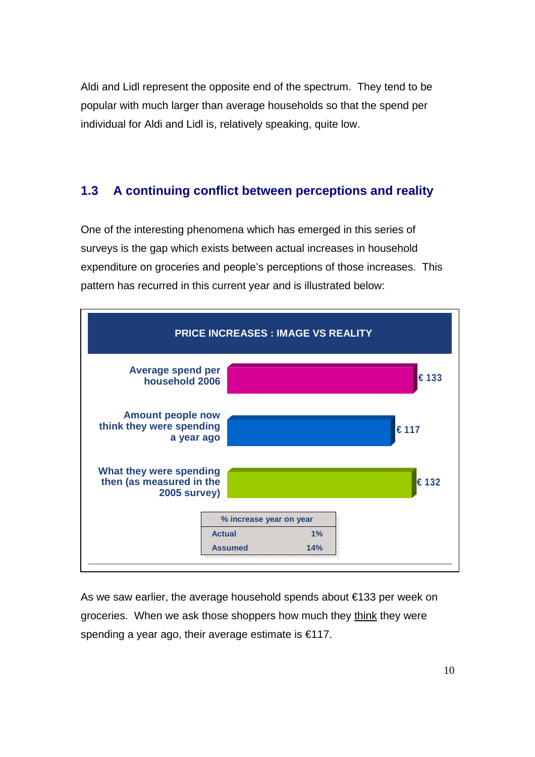Aldi and Lidl represent the opposite end of the spectrum. They tend to be popular with much larger than average households so that the spend per individual for Aldi and Lidl is, relatively speaking, quite low.

## 1.3 A continuing conflict between perceptions and reality

One of the interesting phenomena which has emerged in this series of surveys is the gap which exists between actual increases in household expenditure on groceries and people's perceptions of those increases. This pattern has recurred in this current year and is illustrated below:

**PRICE INCREASES : IMAGE VS REALITY**

| | |
|---|---|
| Average spend per household 2006 | € 133 |
| Amount people now think they were spending a year ago | € 117 |
| What they were spending then (as measured in the 2005 survey) | € 132 |

| % increase year on year | |
|---|---|
| Actual | 1% |
| Assumed | 14% |

As we saw earlier, the average household spends about €133 per week on groceries. When we ask those shoppers how much they think they were spending a year ago, their average estimate is €117.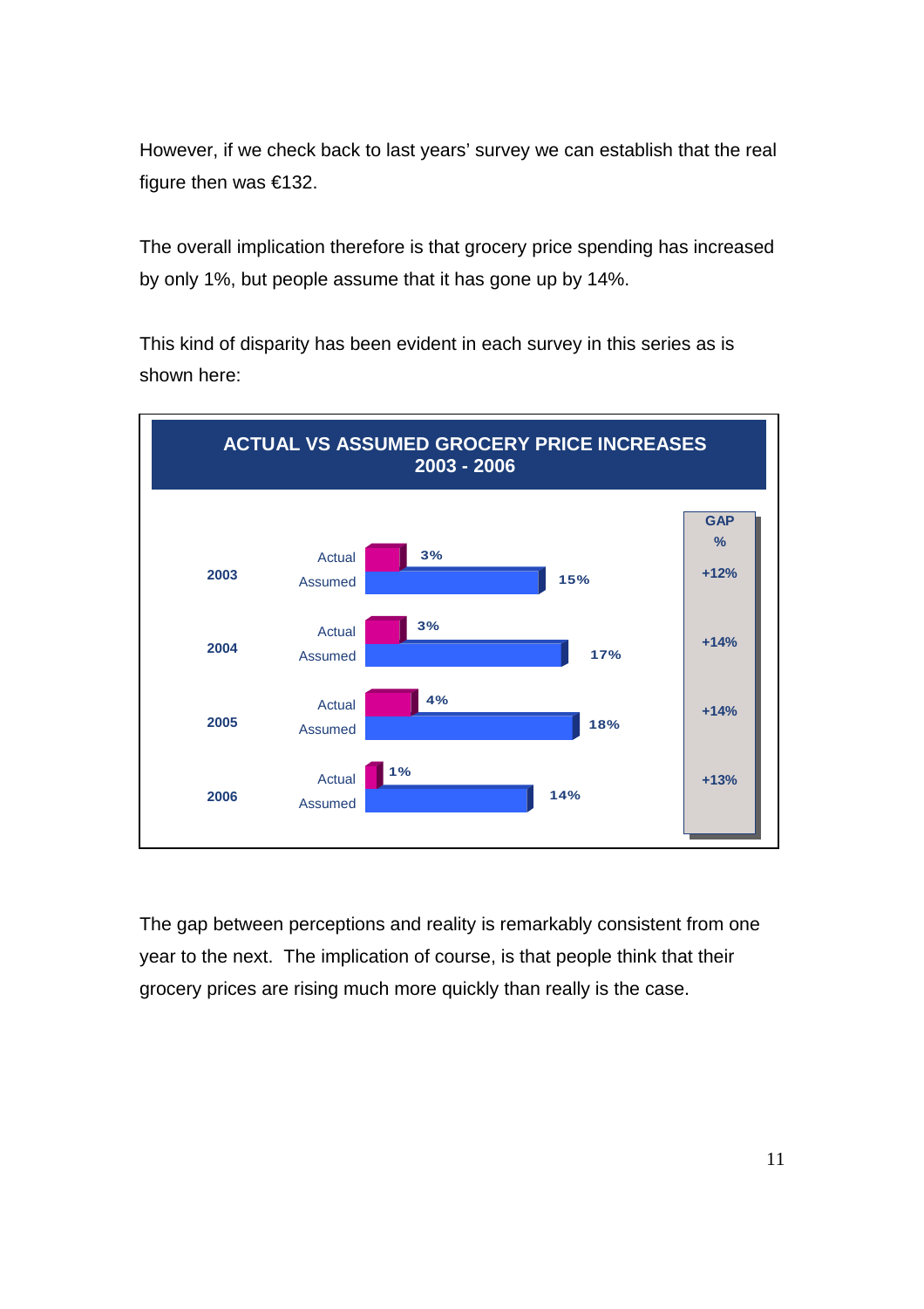However, if we check back to last years' survey we can establish that the real figure then was €132.

The overall implication therefore is that grocery price spending has increased by only 1%, but people assume that it has gone up by 14%.

This kind of disparity has been evident in each survey in this series as is shown here:

**ACTUAL VS ASSUMED GROCERY PRICE INCREASES 2003 - 2006**

| Year | Actual | Assumed | GAP % |
|---|---|---|---|
| 2003 | 3% | 15% | +12% |
| 2004 | 3% | 17% | +14% |
| 2005 | 4% | 18% | +14% |
| 2006 | 1% | 14% | +13% |

The gap between perceptions and reality is remarkably consistent from one year to the next. The implication of course, is that people think that their grocery prices are rising much more quickly than really is the case.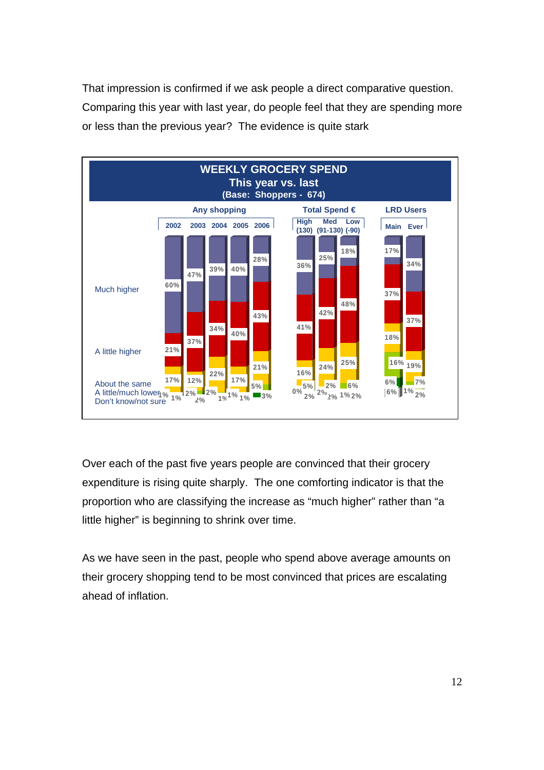That impression is confirmed if we ask people a direct comparative question. Comparing this year with last year, do people feel that they are spending more or less than the previous year? The evidence is quite stark

**WEEKLY GROCERY SPEND**
**This year vs. last**
**(Base: Shoppers - 674)**

| | Any shopping | | | | | Total Spend € | | | LRD Users | |
|---|---|---|---|---|---|---|---|---|---|---|
| | 2002 | 2003 | 2004 | 2005 | 2006 | High (130) | Med (91-130) | Low (-90) | Main | Ever |
| Much higher | 60% | 47% | 39% | 40% | 28% | 36% | 25% | 18% | 17% | 34% |
| A little higher | 21% | 37% | 34% | 40% | 43% | 41% | 42% | 48% | 37% | 37% |
| About the same | 17% | 12% | 22% | 17% | 21% | 16% | 24% | 25% | 18% | 19% |
| A little/much lower | 1% | 2% | 2% | 1% | 5% | 5% / 0% | 2% / 2% | 6% / 1% | 16% / 6% | 7% / 1% |
| Don't know/not sure | 1% | 2% | 1% | 1% | 3% | 2% | 2% | 2% | 6% | 2% |

Over each of the past five years people are convinced that their grocery expenditure is rising quite sharply. The one comforting indicator is that the proportion who are classifying the increase as "much higher" rather than "a little higher" is beginning to shrink over time.

As we have seen in the past, people who spend above average amounts on their grocery shopping tend to be most convinced that prices are escalating ahead of inflation.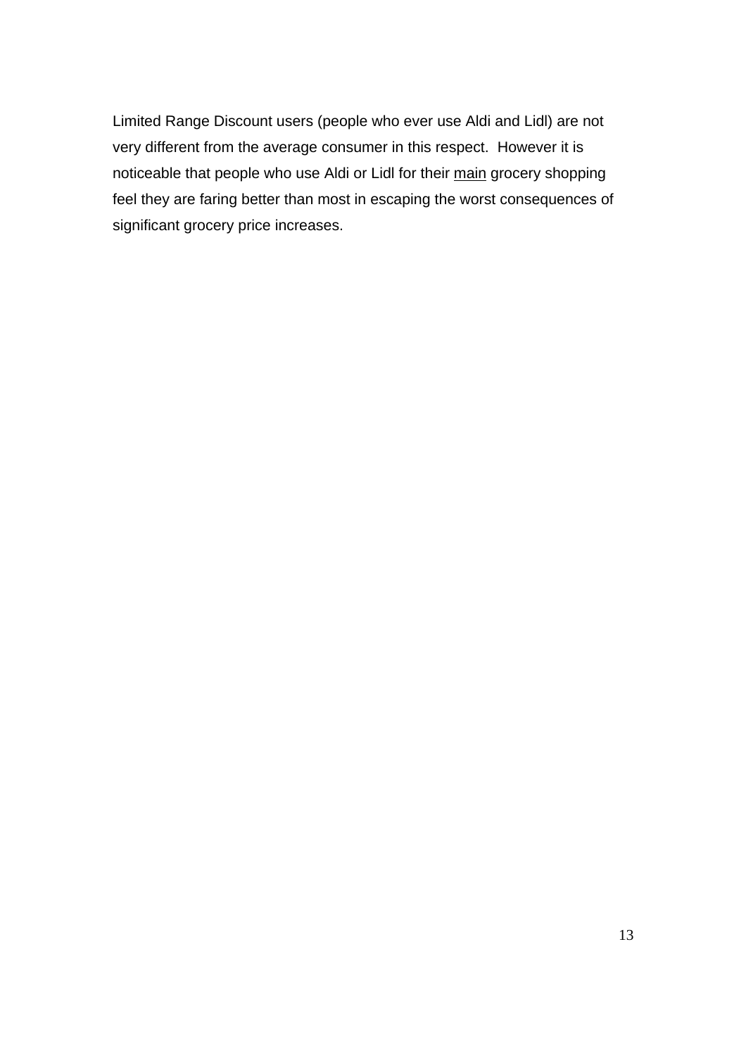Limited Range Discount users (people who ever use Aldi and Lidl) are not very different from the average consumer in this respect.  However it is noticeable that people who use Aldi or Lidl for their <u>main</u> grocery shopping feel they are faring better than most in escaping the worst consequences of significant grocery price increases.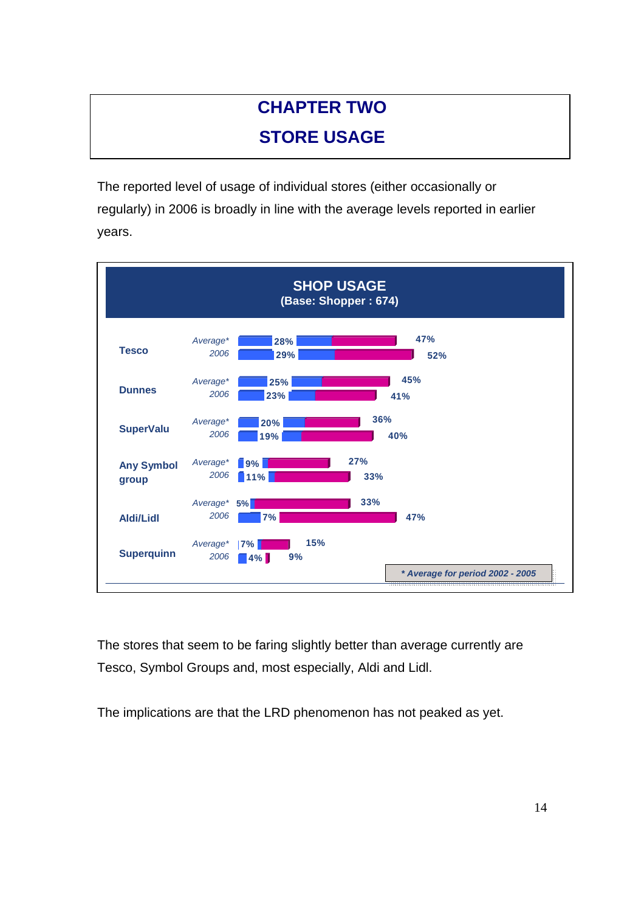# CHAPTER TWO

# STORE USAGE

The reported level of usage of individual stores (either occasionally or regularly) in 2006 is broadly in line with the average levels reported in earlier years.

**SHOP USAGE**
**(Base: Shopper : 674)**

| Store | Period | Regularly | Total |
|---|---|---|---|
| Tesco | Average* | 28% | 47% |
| | 2006 | 29% | 52% |
| Dunnes | Average* | 25% | 45% |
| | 2006 | 23% | 41% |
| SuperValu | Average* | 20% | 36% |
| | 2006 | 19% | 40% |
| Any Symbol group | Average* | 9% | 27% |
| | 2006 | 11% | 33% |
| Aldi/Lidl | Average* | 5% | 33% |
| | 2006 | 7% | 47% |
| Superquinn | Average* | 7% | 15% |
| | 2006 | 4% | 9% |

*\* Average for period 2002 - 2005*

The stores that seem to be faring slightly better than average currently are Tesco, Symbol Groups and, most especially, Aldi and Lidl.

The implications are that the LRD phenomenon has not peaked as yet.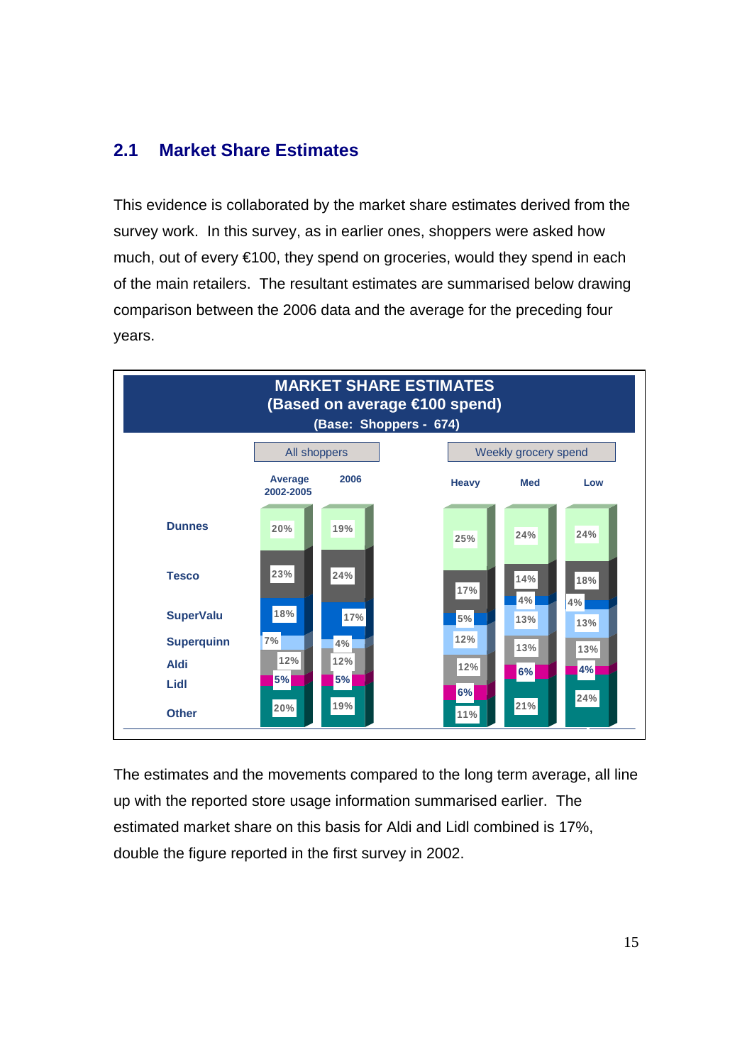## 2.1 Market Share Estimates

This evidence is collaborated by the market share estimates derived from the survey work. In this survey, as in earlier ones, shoppers were asked how much, out of every €100, they spend on groceries, would they spend in each of the main retailers. The resultant estimates are summarised below drawing comparison between the 2006 data and the average for the preceding four years.

**MARKET SHARE ESTIMATES**
**(Based on average €100 spend)**
**(Base: Shoppers - 674)**

| | All shoppers | | Weekly grocery spend | | |
|---|---|---|---|---|---|
| | Average 2002-2005 | 2006 | Heavy | Med | Low |
| Dunnes | 20% | 19% | 25% | 24% | 24% |
| Tesco | 23% | 24% | 17% | 14% | 18% |
| SuperValu | 18% | 17% | 5% | 4% | 4% |
| Superquinn | 7% | 4% | 12% | 13% | 13% |
| Aldi | 12% | 12% | 12% | 13% | 13% |
| Lidl | 5% | 5% | 6% | 6% | 4% |
| Other | 20% | 19% | 11% | 21% | 24% |

The estimates and the movements compared to the long term average, all line up with the reported store usage information summarised earlier. The estimated market share on this basis for Aldi and Lidl combined is 17%, double the figure reported in the first survey in 2002.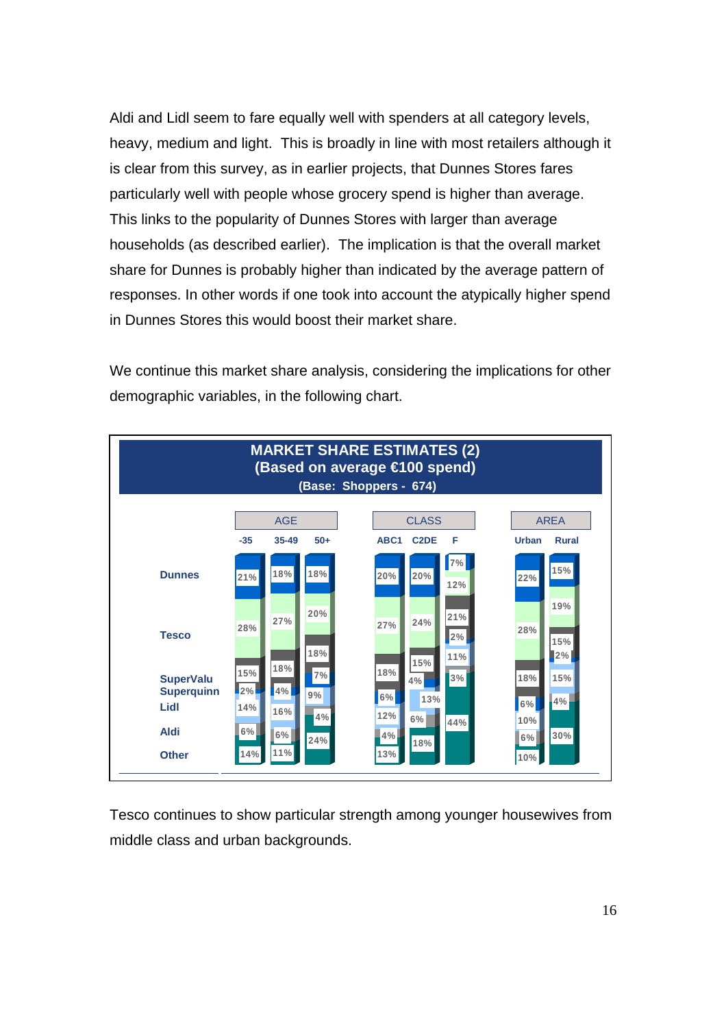Aldi and Lidl seem to fare equally well with spenders at all category levels, heavy, medium and light. This is broadly in line with most retailers although it is clear from this survey, as in earlier projects, that Dunnes Stores fares particularly well with people whose grocery spend is higher than average. This links to the popularity of Dunnes Stores with larger than average households (as described earlier). The implication is that the overall market share for Dunnes is probably higher than indicated by the average pattern of responses. In other words if one took into account the atypically higher spend in Dunnes Stores this would boost their market share.

We continue this market share analysis, considering the implications for other demographic variables, in the following chart.

**MARKET SHARE ESTIMATES (2)**
**(Based on average €100 spend)**
**(Base: Shoppers - 674)**

| | AGE | | | CLASS | | | AREA | |
|---|---|---|---|---|---|---|---|---|
| | -35 | 35-49 | 50+ | ABC1 | C2DE | F | Urban | Rural |
| Dunnes | 21% | 18% | 18% | 20% | 20% | 7% | 22% | 15% |
| Tesco | 28% | 27% | 20% | 27% | 24% | 12% | 28% | 19% |
| SuperValu | 15% | 18% | 18% | 18% | 15% | 21% | 18% | 15% |
| Superquinn | 2% | 4% | 7% | 6% | 4% | 2% | 6% | 2% |
| Lidl | 14% | 16% | 9% | 12% | 13% | 11% | 10% | 15% |
| Aldi | 6% | 6% | 4% | 4% | 6% | 3% | 6% | 4% |
| Other | 14% | 11% | 24% | 13% | 18% | 44% | 10% | 30% |

Tesco continues to show particular strength among younger housewives from middle class and urban backgrounds.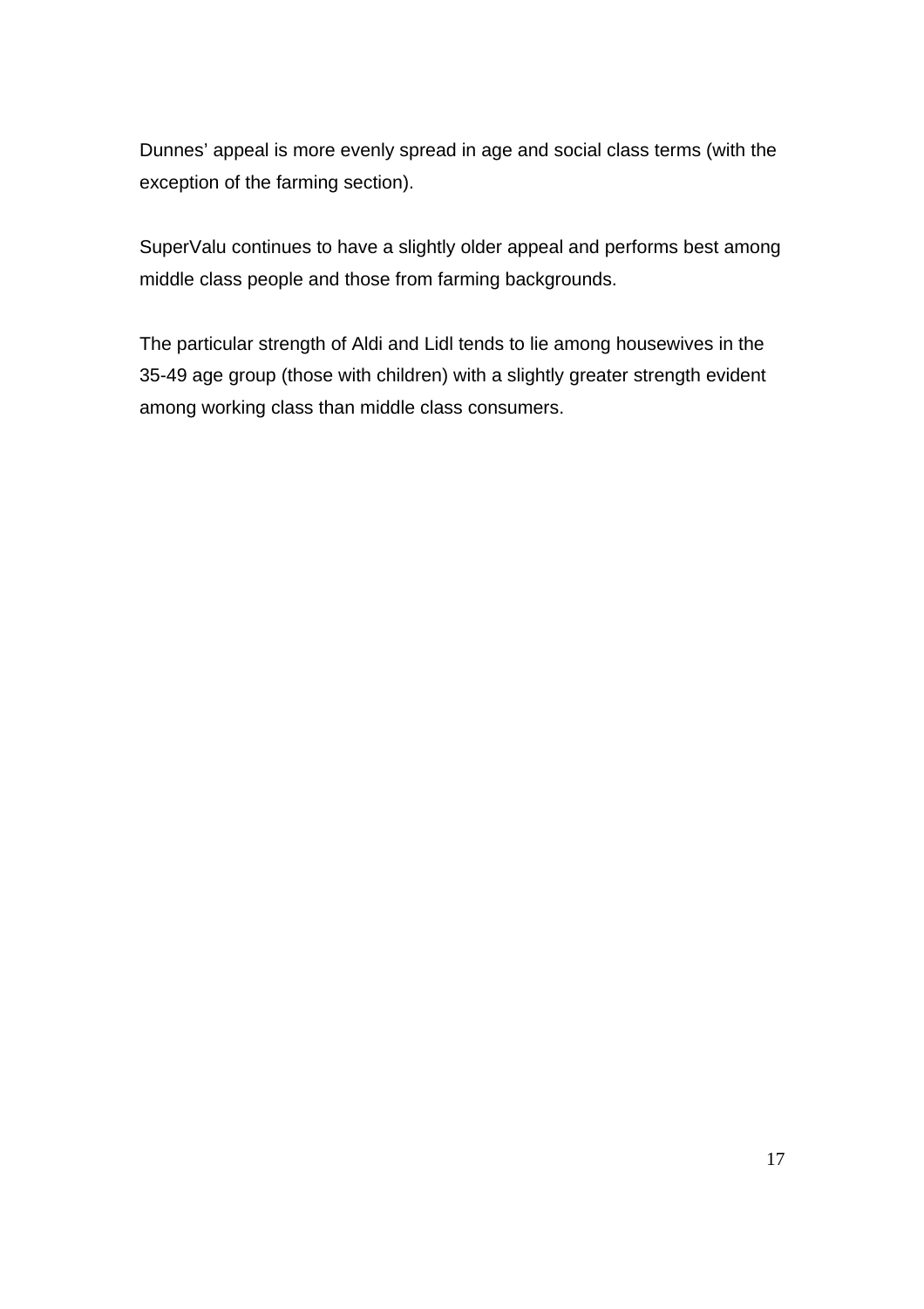Dunnes' appeal is more evenly spread in age and social class terms (with the exception of the farming section).

SuperValu continues to have a slightly older appeal and performs best among middle class people and those from farming backgrounds.

The particular strength of Aldi and Lidl tends to lie among housewives in the 35-49 age group (those with children) with a slightly greater strength evident among working class than middle class consumers.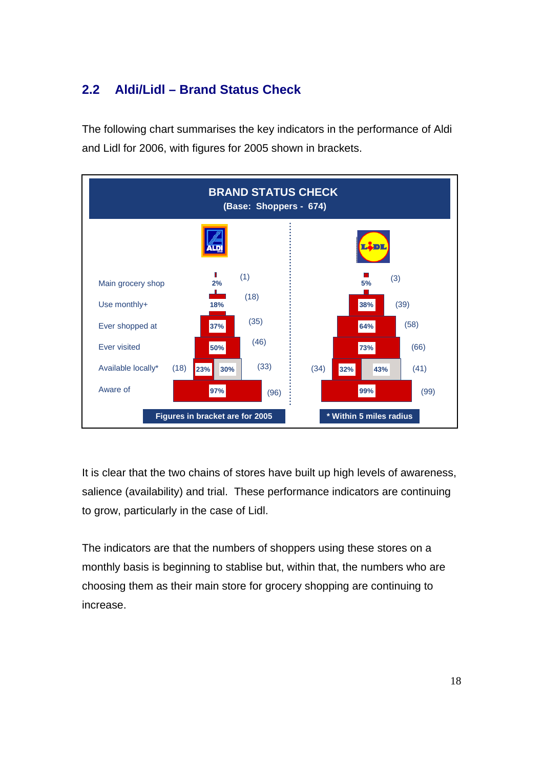## 2.2 Aldi/Lidl – Brand Status Check

The following chart summarises the key indicators in the performance of Aldi and Lidl for 2006, with figures for 2005 shown in brackets.

**BRAND STATUS CHECK**
**(Base: Shoppers - 674)**

| | ALDI | LIDL |
|---|---|---|
| Main grocery shop | 2% (1) | 5% (3) |
| Use monthly+ | 18% (18) | 38% (39) |
| Ever shopped at | 37% (35) | 64% (58) |
| Ever visited | 50% (46) | 73% (66) |
| Available locally* | (18) 23% / 30% (33) | (34) 32% / 43% (41) |
| Aware of | 97% (96) | 99% (99) |

Figures in bracket are for 2005

* Within 5 miles radius

It is clear that the two chains of stores have built up high levels of awareness, salience (availability) and trial. These performance indicators are continuing to grow, particularly in the case of Lidl.

The indicators are that the numbers of shoppers using these stores on a monthly basis is beginning to stablise but, within that, the numbers who are choosing them as their main store for grocery shopping are continuing to increase.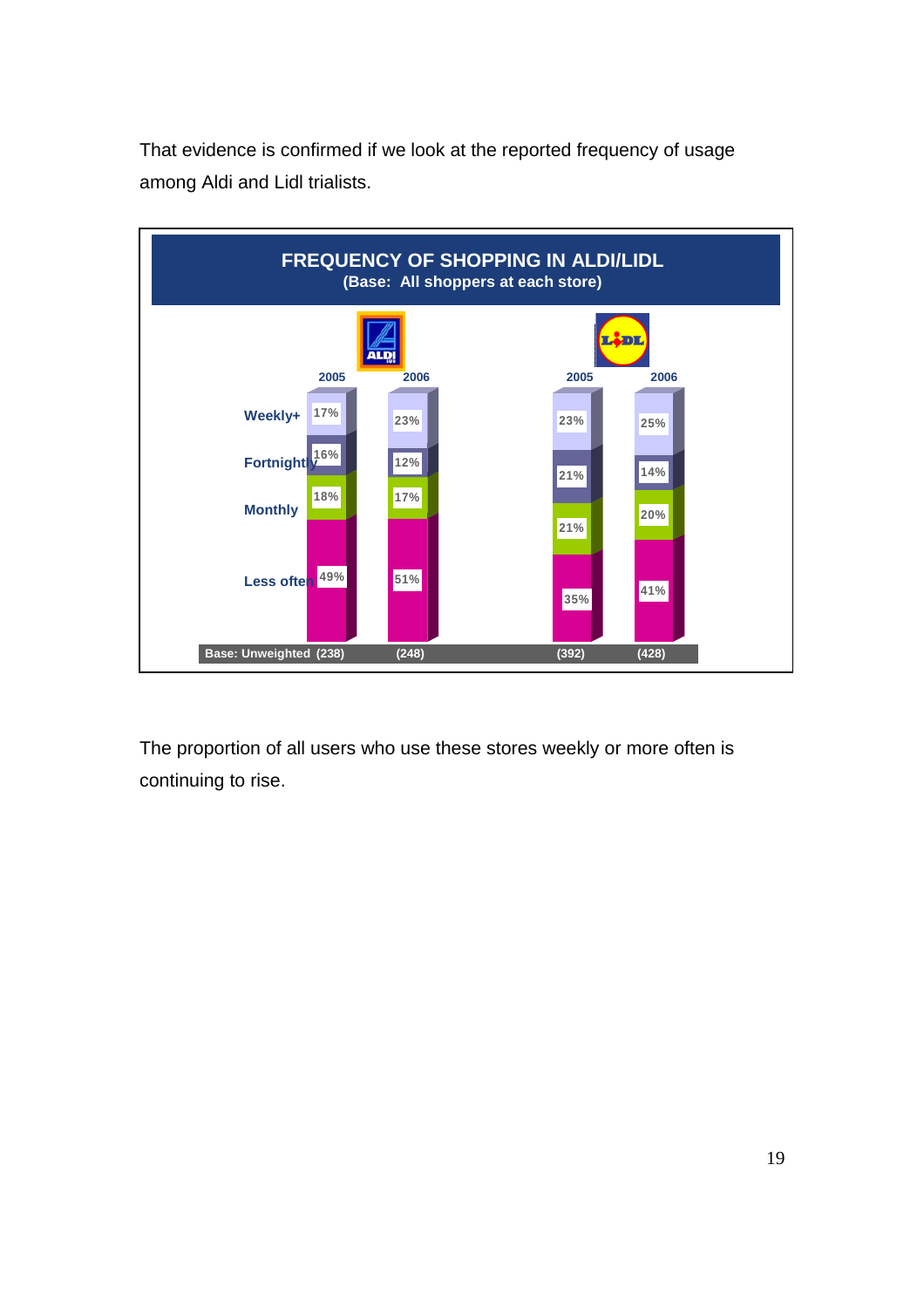That evidence is confirmed if we look at the reported frequency of usage among Aldi and Lidl trialists.

**FREQUENCY OF SHOPPING IN ALDI/LIDL**
**(Base: All shoppers at each store)**

| | Aldi 2005 | Aldi 2006 | Lidl 2005 | Lidl 2006 |
|---|---|---|---|---|
| Weekly+ | 17% | 23% | 23% | 25% |
| Fortnightly | 16% | 12% | 21% | 14% |
| Monthly | 18% | 17% | 21% | 20% |
| Less often | 49% | 51% | 35% | 41% |
| Base: Unweighted | (238) | (248) | (392) | (428) |

The proportion of all users who use these stores weekly or more often is continuing to rise.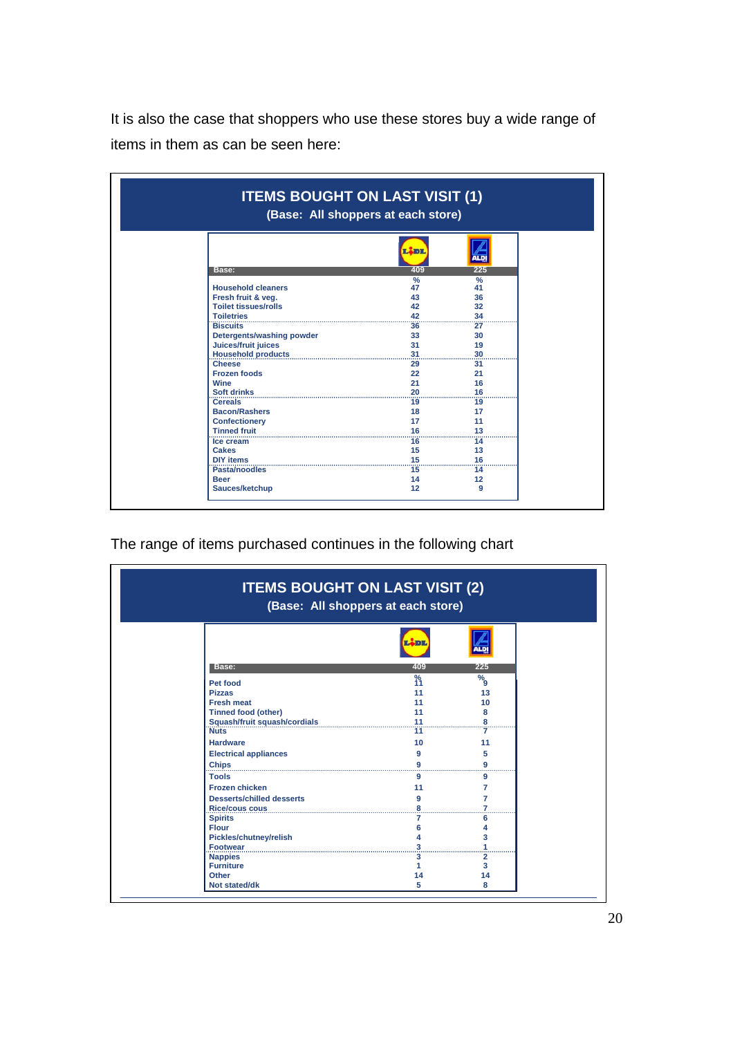It is also the case that shoppers who use these stores buy a wide range of items in them as can be seen here:

**ITEMS BOUGHT ON LAST VISIT (1)**
**(Base: All shoppers at each store)**

| | LIDL | ALDI |
|---|---|---|
| Base: | 409 | 225 |
| | % | % |
| Household cleaners | 47 | 41 |
| Fresh fruit & veg. | 43 | 36 |
| Toilet tissues/rolls | 42 | 32 |
| Toiletries | 42 | 34 |
| Biscuits | 36 | 27 |
| Detergents/washing powder | 33 | 30 |
| Juices/fruit juices | 31 | 19 |
| Household products | 31 | 30 |
| Cheese | 29 | 31 |
| Frozen foods | 22 | 21 |
| Wine | 21 | 16 |
| Soft drinks | 20 | 16 |
| Cereals | 19 | 19 |
| Bacon/Rashers | 18 | 17 |
| Confectionery | 17 | 11 |
| Tinned fruit | 16 | 13 |
| Ice cream | 16 | 14 |
| Cakes | 15 | 13 |
| DIY items | 15 | 16 |
| Pasta/noodles | 15 | 14 |
| Beer | 14 | 12 |
| Sauces/ketchup | 12 | 9 |

The range of items purchased continues in the following chart

**ITEMS BOUGHT ON LAST VISIT (2)**
**(Base: All shoppers at each store)**

| | LIDL | ALDI |
|---|---|---|
| Base: | 409 | 225 |
| | % | % |
| Pet food | 11 | 9 |
| Pizzas | 11 | 13 |
| Fresh meat | 11 | 10 |
| Tinned food (other) | 11 | 8 |
| Squash/fruit squash/cordials | 11 | 8 |
| Nuts | 11 | 7 |
| Hardware | 10 | 11 |
| Electrical appliances | 9 | 5 |
| Chips | 9 | 9 |
| Tools | 9 | 9 |
| Frozen chicken | 11 | 7 |
| Desserts/chilled desserts | 9 | 7 |
| Rice/cous cous | 8 | 7 |
| Spirits | 7 | 6 |
| Flour | 6 | 4 |
| Pickles/chutney/relish | 4 | 3 |
| Footwear | 3 | 1 |
| Nappies | 3 | 2 |
| Furniture | 1 | 3 |
| Other | 14 | 14 |
| Not stated/dk | 5 | 8 |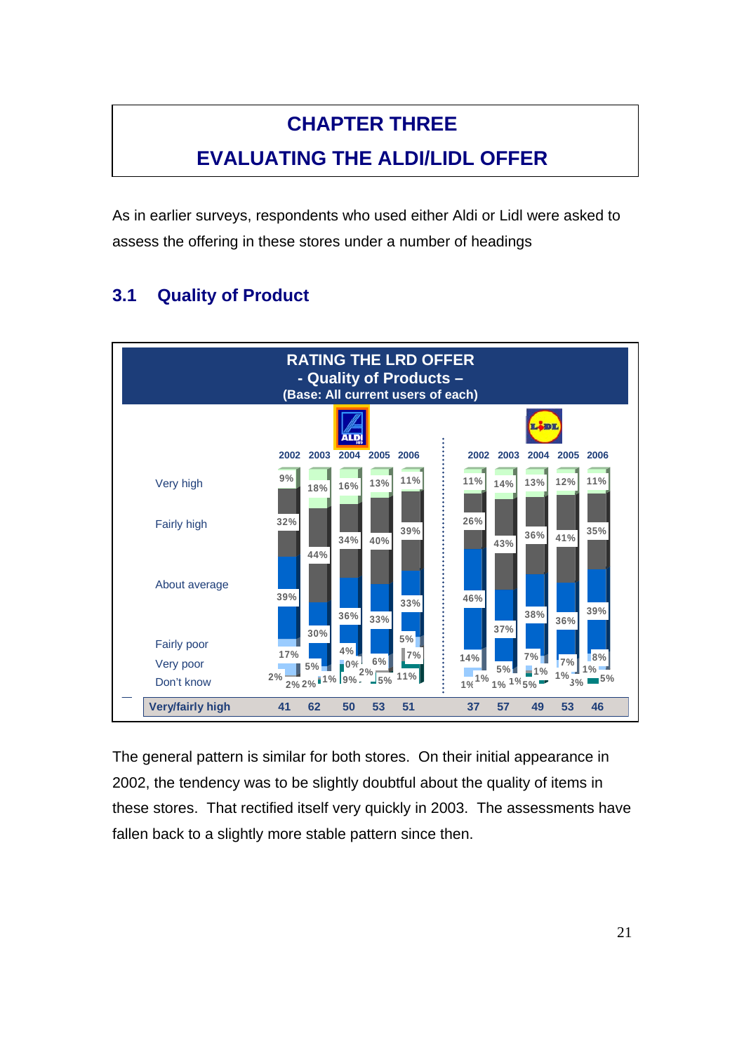# CHAPTER THREE

# EVALUATING THE ALDI/LIDL OFFER

As in earlier surveys, respondents who used either Aldi or Lidl were asked to assess the offering in these stores under a number of headings

## 3.1 Quality of Product

**RATING THE LRD OFFER**
**- Quality of Products –**
**(Base: All current users of each)**

| | Aldi 2002 | Aldi 2003 | Aldi 2004 | Aldi 2005 | Aldi 2006 | Lidl 2002 | Lidl 2003 | Lidl 2004 | Lidl 2005 | Lidl 2006 |
|---|---|---|---|---|---|---|---|---|---|---|
| Very high | 9% | 18% | 16% | 13% | 11% | 11% | 14% | 13% | 12% | 11% |
| Fairly high | 32% | 44% | 34% | 40% | 39% | 26% | 43% | 36% | 41% | 35% |
| About average | 39% | 30% | 36% | 33% | 33% | 46% | 37% | 38% | 36% | 39% |
| Fairly poor | 17% | 5% | 4% | 6% | 5% | 14% | 5% | 7% | 7% | 8% |
| Very poor | 2% | 2% | 0% | 2% | 7% | 1% | 1% | 1% | 1% | 1% |
| Don't know | 2% | 1% | 9% | 5% | 11% | 1% | 1% | 5% | 3% | 5% |
| **Very/fairly high** | **41** | **62** | **50** | **53** | **51** | **37** | **57** | **49** | **53** | **46** |

The general pattern is similar for both stores. On their initial appearance in 2002, the tendency was to be slightly doubtful about the quality of items in these stores. That rectified itself very quickly in 2003. The assessments have fallen back to a slightly more stable pattern since then.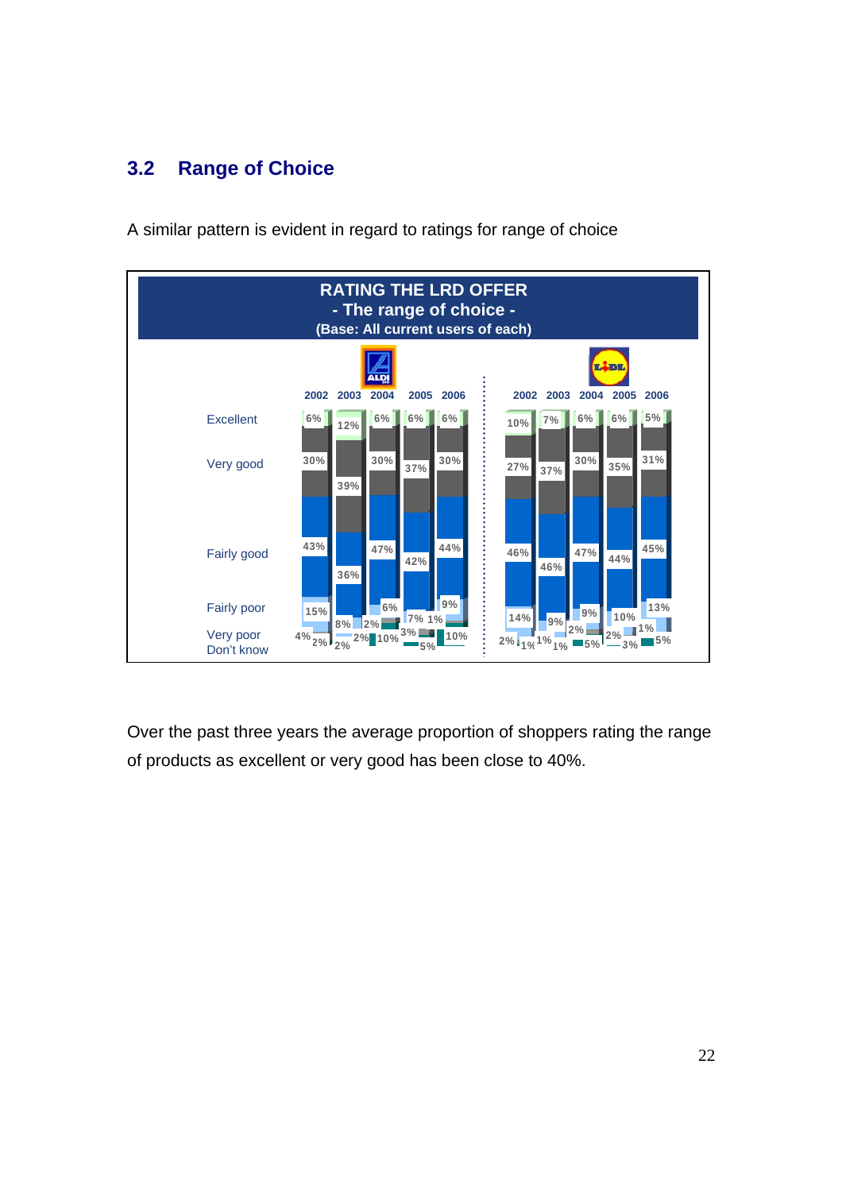## 3.2 Range of Choice

A similar pattern is evident in regard to ratings for range of choice

**RATING THE LRD OFFER**
**- The range of choice -**
**(Base: All current users of each)**

| | ALDI 2002 | ALDI 2003 | ALDI 2004 | ALDI 2005 | ALDI 2006 | LIDL 2002 | LIDL 2003 | LIDL 2004 | LIDL 2005 | LIDL 2006 |
|---|---|---|---|---|---|---|---|---|---|---|
| Excellent | 6% | 12% | 6% | 6% | 6% | 10% | 7% | 6% | 6% | 5% |
| Very good | 30% | 39% | 30% | 37% | 30% | 27% | 37% | 30% | 35% | 31% |
| Fairly good | 43% | 36% | 47% | 42% | 44% | 46% | 46% | 47% | 44% | 45% |
| Fairly poor | 15% | 8% | 6% | 7% | 9% | 14% | 9% | 9% | 10% | 13% |
| Very poor | 4% | 2% | 2% | 3% | 1% | 2% | 1% | 2% | 2% | 1% |
| Don't know | 2% | 2% | 10% | 5% | 10% | 1% | 1% | 5% | 3% | 5% |

Over the past three years the average proportion of shoppers rating the range of products as excellent or very good has been close to 40%.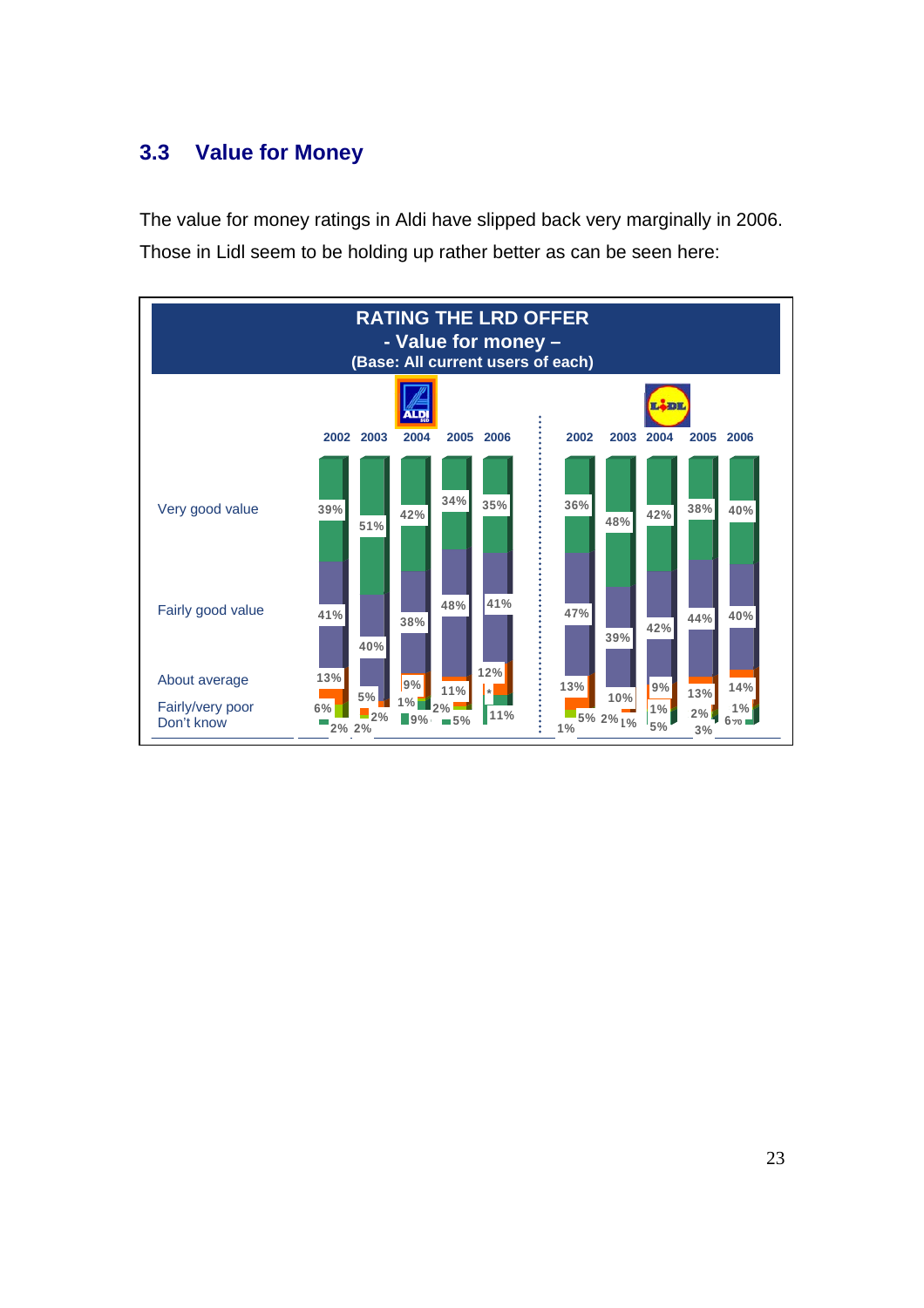## 3.3 Value for Money

The value for money ratings in Aldi have slipped back very marginally in 2006. Those in Lidl seem to be holding up rather better as can be seen here:

**RATING THE LRD OFFER**
**- Value for money –**
**(Base: All current users of each)**

| | ALDI 2002 | ALDI 2003 | ALDI 2004 | ALDI 2005 | ALDI 2006 | LIDL 2002 | LIDL 2003 | LIDL 2004 | LIDL 2005 | LIDL 2006 |
|---|---|---|---|---|---|---|---|---|---|---|
| Very good value | 39% | 51% | 42% | 34% | 35% | 36% | 48% | 42% | 38% | 40% |
| Fairly good value | 41% | 40% | 38% | 48% | 41% | 47% | 39% | 42% | 44% | 40% |
| About average | 13% | 5% | 9% | 11% | 12% | 13% | 10% | 9% | 13% | 14% |
| Fairly/very poor | 6% | 2% | 1% | 2% | * | 1% | 2% | 1% | 2% | 1% |
| Don't know | 2% | 2% | 9% | 5% | 11% | 5% | 1% | 5% | 3% | 6% |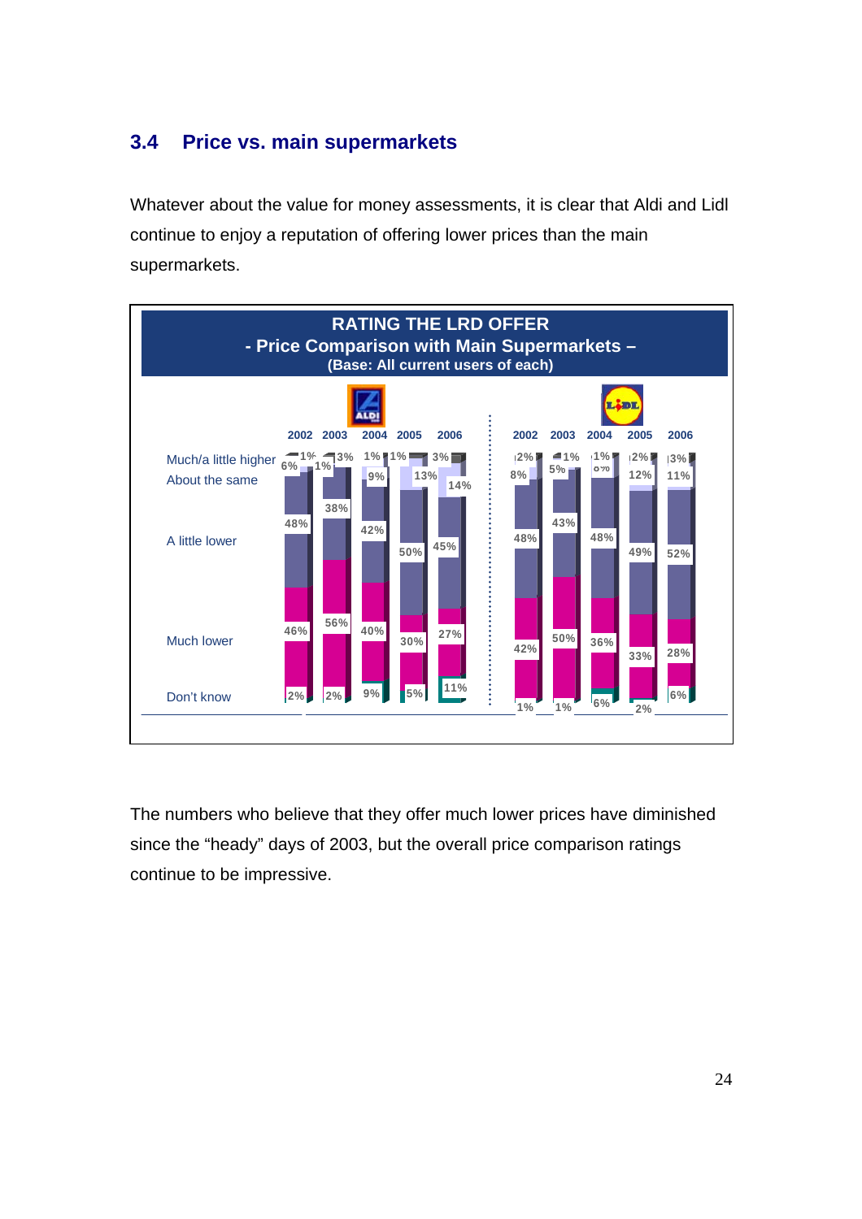## 3.4 Price vs. main supermarkets

Whatever about the value for money assessments, it is clear that Aldi and Lidl continue to enjoy a reputation of offering lower prices than the main supermarkets.

**RATING THE LRD OFFER**
**- Price Comparison with Main Supermarkets –**
**(Base: All current users of each)**

| | Aldi 2002 | Aldi 2003 | Aldi 2004 | Aldi 2005 | Aldi 2006 | Lidl 2002 | Lidl 2003 | Lidl 2004 | Lidl 2005 | Lidl 2006 |
|---|---|---|---|---|---|---|---|---|---|---|
| Much/a little higher | 1% | 3% | 1% | 1% | 3% | 2% | 1% | 1% | 2% | 3% |
| About the same | 6% | 1% | 9% | 13% | 14% | 8% | 5% | 6% | 12% | 11% |
| A little lower | 48% | 38% | 42% | 50% | 45% | 48% | 43% | 48% | 49% | 52% |
| Much lower | 46% | 56% | 40% | 30% | 27% | 42% | 50% | 36% | 33% | 28% |
| Don't know | 2% | 2% | 9% | 5% | 11% | 1% | 1% | 6% | 2% | 6% |

The numbers who believe that they offer much lower prices have diminished since the "heady" days of 2003, but the overall price comparison ratings continue to be impressive.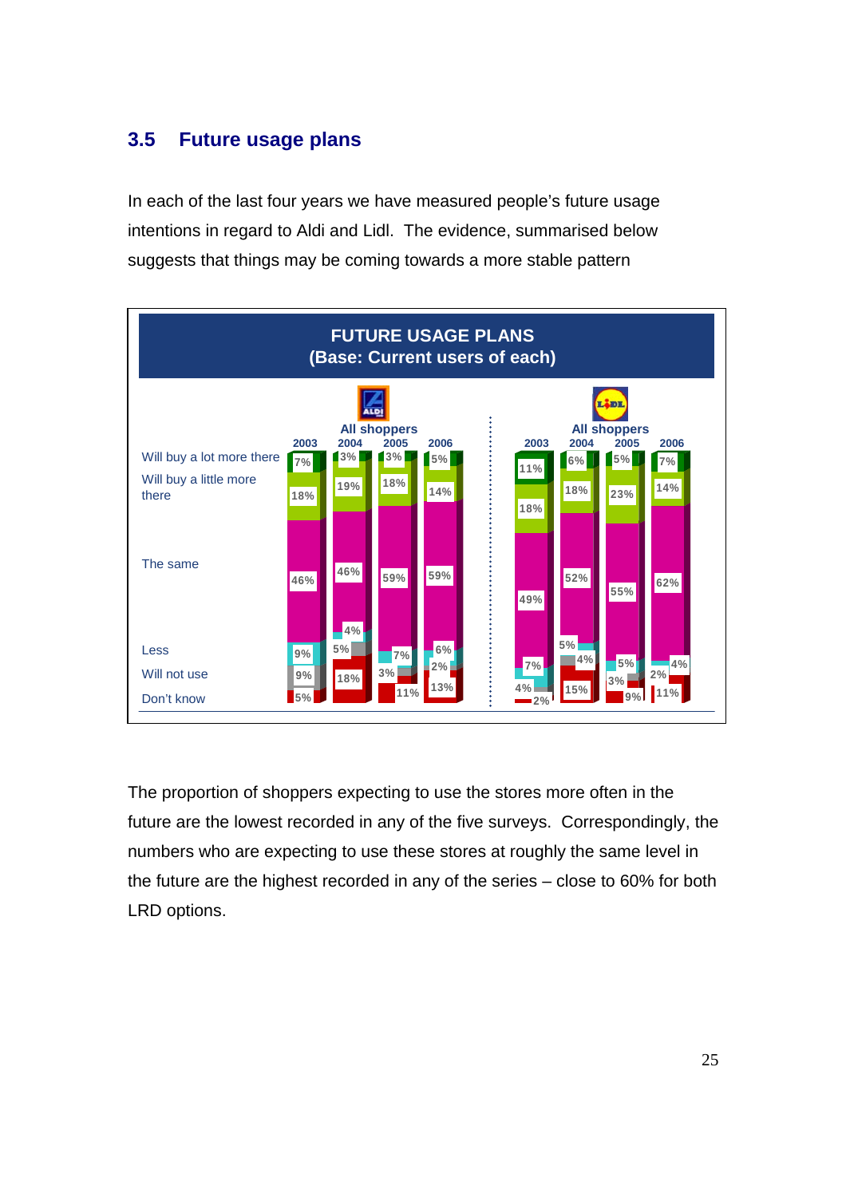## 3.5 Future usage plans

In each of the last four years we have measured people's future usage intentions in regard to Aldi and Lidl. The evidence, summarised below suggests that things may be coming towards a more stable pattern

FUTURE USAGE PLANS
(Base: Current users of each)

ALDI
All shoppers
2003 2004 2005 2006

LIDL
All shoppers
2003 2004 2005 2006

Will buy a lot more there
Will buy a little more there
The same
Less
Will not use
Don't know

Aldi 2003: 7%, 18%, 46%, 9%, 9%, 5%
Aldi 2004: 3%, 19%, 46%, 4%, 5%, 18%
Aldi 2005: 3%, 18%, 59%, 7%, 3%, 11%
Aldi 2006: 5%, 14%, 59%, 6%, 2%, 13%

Lidl 2003: 11%, 18%, 49%, 7%, 4%, 2%
Lidl 2004: 6%, 18%, 52%, 5%, 4%, 15%
Lidl 2005: 5%, 23%, 55%, 5%, 3%, 9%
Lidl 2006: 7%, 14%, 62%, 4%, 2%, 11%

The proportion of shoppers expecting to use the stores more often in the future are the lowest recorded in any of the five surveys. Correspondingly, the numbers who are expecting to use these stores at roughly the same level in the future are the highest recorded in any of the series – close to 60% for both LRD options.